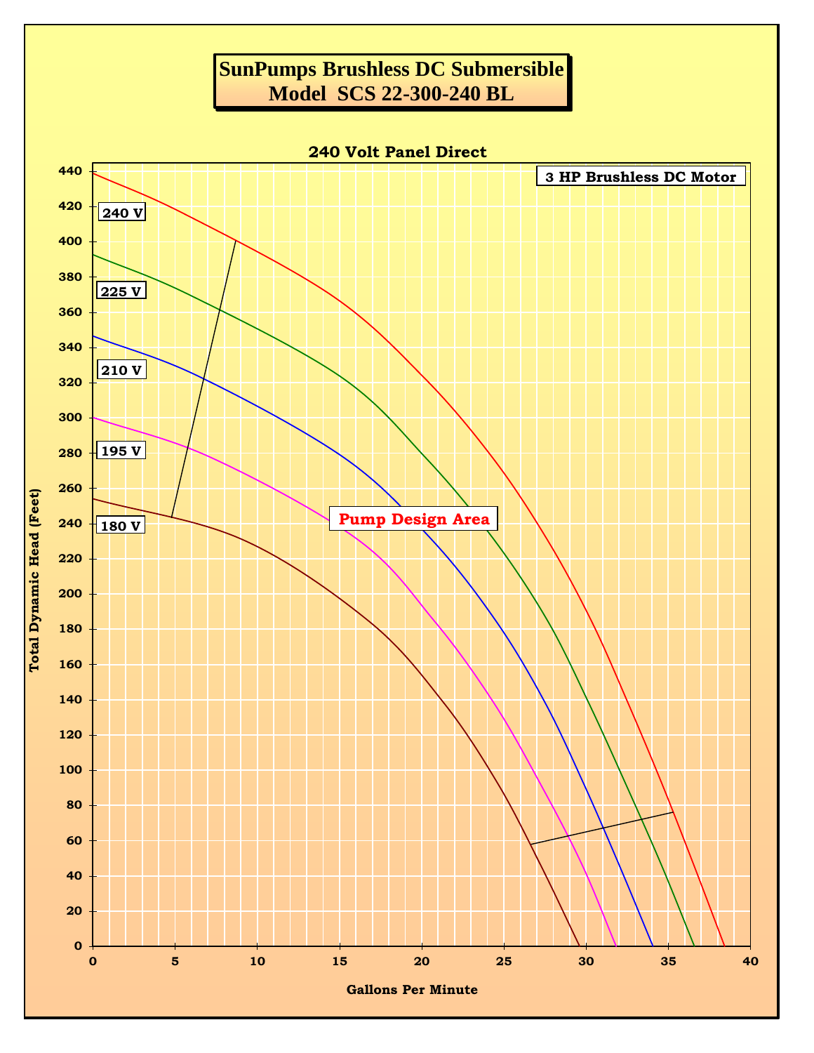# SunPumps Brushless DC Submersible
# Model SCS 22-300-240 BL

**240 Volt Panel Direct**

**3 HP Brushless DC Motor**

240 V

225 V

210 V

195 V

180 V

**Pump Design Area**

Total Dynamic Head (Feet): 0, 20, 40, 60, 80, 100, 120, 140, 160, 180, 200, 220, 240, 260, 280, 300, 320, 340, 360, 380, 400, 420, 440

Gallons Per Minute: 0, 5, 10, 15, 20, 25, 30, 35, 40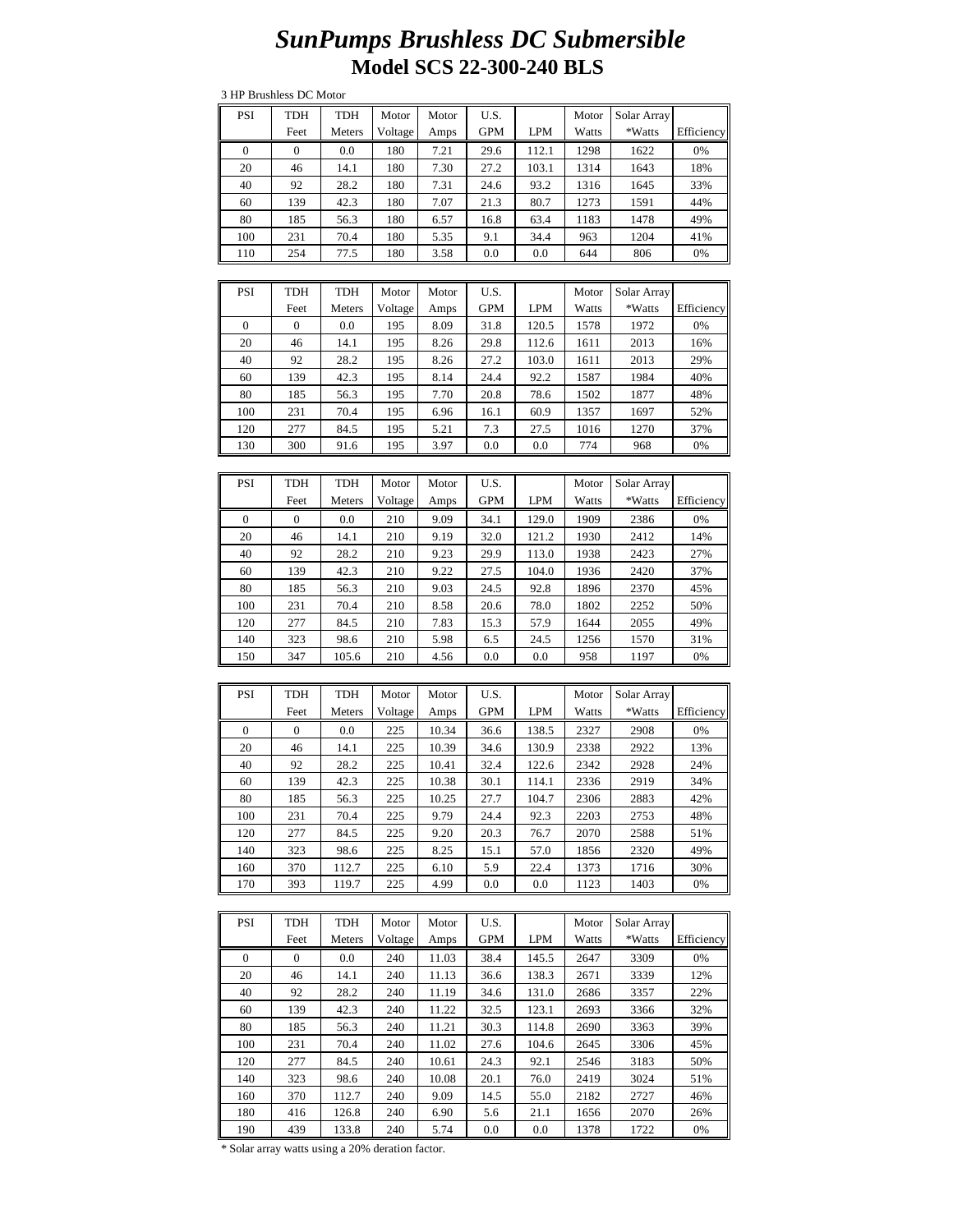# *SunPumps Brushless DC Submersible*

## Model SCS 22-300-240 BLS

3 HP Brushless DC Motor

| PSI | TDH Feet | TDH Meters | Motor Voltage | Motor Amps | U.S. GPM | LPM | Motor Watts | Solar Array *Watts | Efficiency |
|---|---|---|---|---|---|---|---|---|---|
| 0 | 0 | 0.0 | 180 | 7.21 | 29.6 | 112.1 | 1298 | 1622 | 0% |
| 20 | 46 | 14.1 | 180 | 7.30 | 27.2 | 103.1 | 1314 | 1643 | 18% |
| 40 | 92 | 28.2 | 180 | 7.31 | 24.6 | 93.2 | 1316 | 1645 | 33% |
| 60 | 139 | 42.3 | 180 | 7.07 | 21.3 | 80.7 | 1273 | 1591 | 44% |
| 80 | 185 | 56.3 | 180 | 6.57 | 16.8 | 63.4 | 1183 | 1478 | 49% |
| 100 | 231 | 70.4 | 180 | 5.35 | 9.1 | 34.4 | 963 | 1204 | 41% |
| 110 | 254 | 77.5 | 180 | 3.58 | 0.0 | 0.0 | 644 | 806 | 0% |

| PSI | TDH Feet | TDH Meters | Motor Voltage | Motor Amps | U.S. GPM | LPM | Motor Watts | Solar Array *Watts | Efficiency |
|---|---|---|---|---|---|---|---|---|---|
| 0 | 0 | 0.0 | 195 | 8.09 | 31.8 | 120.5 | 1578 | 1972 | 0% |
| 20 | 46 | 14.1 | 195 | 8.26 | 29.8 | 112.6 | 1611 | 2013 | 16% |
| 40 | 92 | 28.2 | 195 | 8.26 | 27.2 | 103.0 | 1611 | 2013 | 29% |
| 60 | 139 | 42.3 | 195 | 8.14 | 24.4 | 92.2 | 1587 | 1984 | 40% |
| 80 | 185 | 56.3 | 195 | 7.70 | 20.8 | 78.6 | 1502 | 1877 | 48% |
| 100 | 231 | 70.4 | 195 | 6.96 | 16.1 | 60.9 | 1357 | 1697 | 52% |
| 120 | 277 | 84.5 | 195 | 5.21 | 7.3 | 27.5 | 1016 | 1270 | 37% |
| 130 | 300 | 91.6 | 195 | 3.97 | 0.0 | 0.0 | 774 | 968 | 0% |

| PSI | TDH Feet | TDH Meters | Motor Voltage | Motor Amps | U.S. GPM | LPM | Motor Watts | Solar Array *Watts | Efficiency |
|---|---|---|---|---|---|---|---|---|---|
| 0 | 0 | 0.0 | 210 | 9.09 | 34.1 | 129.0 | 1909 | 2386 | 0% |
| 20 | 46 | 14.1 | 210 | 9.19 | 32.0 | 121.2 | 1930 | 2412 | 14% |
| 40 | 92 | 28.2 | 210 | 9.23 | 29.9 | 113.0 | 1938 | 2423 | 27% |
| 60 | 139 | 42.3 | 210 | 9.22 | 27.5 | 104.0 | 1936 | 2420 | 37% |
| 80 | 185 | 56.3 | 210 | 9.03 | 24.5 | 92.8 | 1896 | 2370 | 45% |
| 100 | 231 | 70.4 | 210 | 8.58 | 20.6 | 78.0 | 1802 | 2252 | 50% |
| 120 | 277 | 84.5 | 210 | 7.83 | 15.3 | 57.9 | 1644 | 2055 | 49% |
| 140 | 323 | 98.6 | 210 | 5.98 | 6.5 | 24.5 | 1256 | 1570 | 31% |
| 150 | 347 | 105.6 | 210 | 4.56 | 0.0 | 0.0 | 958 | 1197 | 0% |

| PSI | TDH Feet | TDH Meters | Motor Voltage | Motor Amps | U.S. GPM | LPM | Motor Watts | Solar Array *Watts | Efficiency |
|---|---|---|---|---|---|---|---|---|---|
| 0 | 0 | 0.0 | 225 | 10.34 | 36.6 | 138.5 | 2327 | 2908 | 0% |
| 20 | 46 | 14.1 | 225 | 10.39 | 34.6 | 130.9 | 2338 | 2922 | 13% |
| 40 | 92 | 28.2 | 225 | 10.41 | 32.4 | 122.6 | 2342 | 2928 | 24% |
| 60 | 139 | 42.3 | 225 | 10.38 | 30.1 | 114.1 | 2336 | 2919 | 34% |
| 80 | 185 | 56.3 | 225 | 10.25 | 27.7 | 104.7 | 2306 | 2883 | 42% |
| 100 | 231 | 70.4 | 225 | 9.79 | 24.4 | 92.3 | 2203 | 2753 | 48% |
| 120 | 277 | 84.5 | 225 | 9.20 | 20.3 | 76.7 | 2070 | 2588 | 51% |
| 140 | 323 | 98.6 | 225 | 8.25 | 15.1 | 57.0 | 1856 | 2320 | 49% |
| 160 | 370 | 112.7 | 225 | 6.10 | 5.9 | 22.4 | 1373 | 1716 | 30% |
| 170 | 393 | 119.7 | 225 | 4.99 | 0.0 | 0.0 | 1123 | 1403 | 0% |

| PSI | TDH Feet | TDH Meters | Motor Voltage | Motor Amps | U.S. GPM | LPM | Motor Watts | Solar Array *Watts | Efficiency |
|---|---|---|---|---|---|---|---|---|---|
| 0 | 0 | 0.0 | 240 | 11.03 | 38.4 | 145.5 | 2647 | 3309 | 0% |
| 20 | 46 | 14.1 | 240 | 11.13 | 36.6 | 138.3 | 2671 | 3339 | 12% |
| 40 | 92 | 28.2 | 240 | 11.19 | 34.6 | 131.0 | 2686 | 3357 | 22% |
| 60 | 139 | 42.3 | 240 | 11.22 | 32.5 | 123.1 | 2693 | 3366 | 32% |
| 80 | 185 | 56.3 | 240 | 11.21 | 30.3 | 114.8 | 2690 | 3363 | 39% |
| 100 | 231 | 70.4 | 240 | 11.02 | 27.6 | 104.6 | 2645 | 3306 | 45% |
| 120 | 277 | 84.5 | 240 | 10.61 | 24.3 | 92.1 | 2546 | 3183 | 50% |
| 140 | 323 | 98.6 | 240 | 10.08 | 20.1 | 76.0 | 2419 | 3024 | 51% |
| 160 | 370 | 112.7 | 240 | 9.09 | 14.5 | 55.0 | 2182 | 2727 | 46% |
| 180 | 416 | 126.8 | 240 | 6.90 | 5.6 | 21.1 | 1656 | 2070 | 26% |
| 190 | 439 | 133.8 | 240 | 5.74 | 0.0 | 0.0 | 1378 | 1722 | 0% |

* Solar array watts using a 20% deration factor.